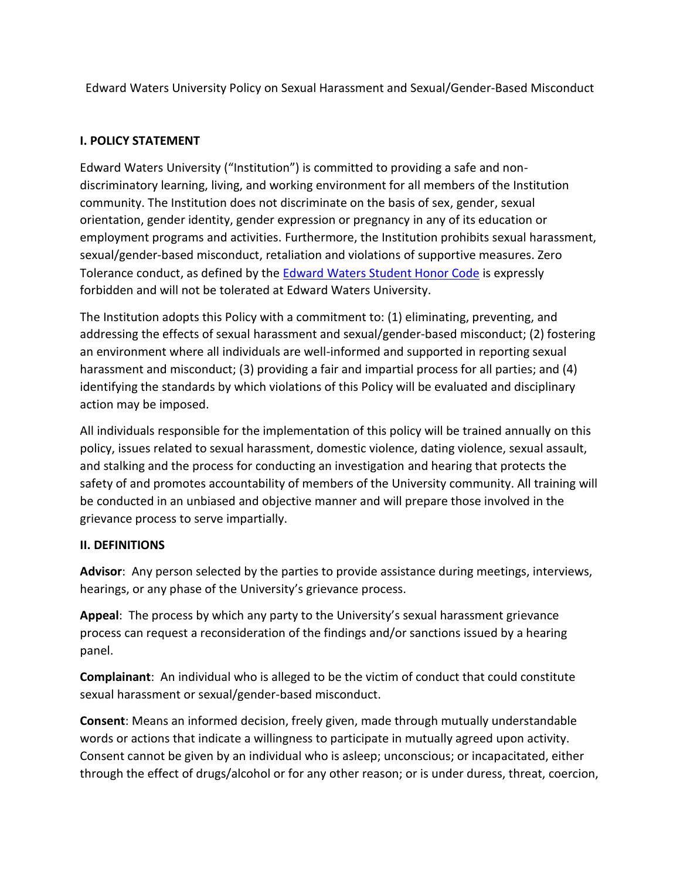Edward Waters University Policy on Sexual Harassment and Sexual/Gender-Based Misconduct

## I. POLICY STATEMENT

Edward Waters University ("Institution") is committed to providing a safe and non-discriminatory learning, living, and working environment for all members of the Institution community. The Institution does not discriminate on the basis of sex, gender, sexual orientation, gender identity, gender expression or pregnancy in any of its education or employment programs and activities. Furthermore, the Institution prohibits sexual harassment, sexual/gender-based misconduct, retaliation and violations of supportive measures. Zero Tolerance conduct, as defined by the Edward Waters Student Honor Code is expressly forbidden and will not be tolerated at Edward Waters University.

The Institution adopts this Policy with a commitment to: (1) eliminating, preventing, and addressing the effects of sexual harassment and sexual/gender-based misconduct; (2) fostering an environment where all individuals are well-informed and supported in reporting sexual harassment and misconduct; (3) providing a fair and impartial process for all parties; and (4) identifying the standards by which violations of this Policy will be evaluated and disciplinary action may be imposed.

All individuals responsible for the implementation of this policy will be trained annually on this policy, issues related to sexual harassment, domestic violence, dating violence, sexual assault, and stalking and the process for conducting an investigation and hearing that protects the safety of and promotes accountability of members of the University community. All training will be conducted in an unbiased and objective manner and will prepare those involved in the grievance process to serve impartially.

## II. DEFINITIONS

**Advisor**: Any person selected by the parties to provide assistance during meetings, interviews, hearings, or any phase of the University's grievance process.

**Appeal**: The process by which any party to the University's sexual harassment grievance process can request a reconsideration of the findings and/or sanctions issued by a hearing panel.

**Complainant**: An individual who is alleged to be the victim of conduct that could constitute sexual harassment or sexual/gender-based misconduct.

**Consent**: Means an informed decision, freely given, made through mutually understandable words or actions that indicate a willingness to participate in mutually agreed upon activity. Consent cannot be given by an individual who is asleep; unconscious; or incapacitated, either through the effect of drugs/alcohol or for any other reason; or is under duress, threat, coercion,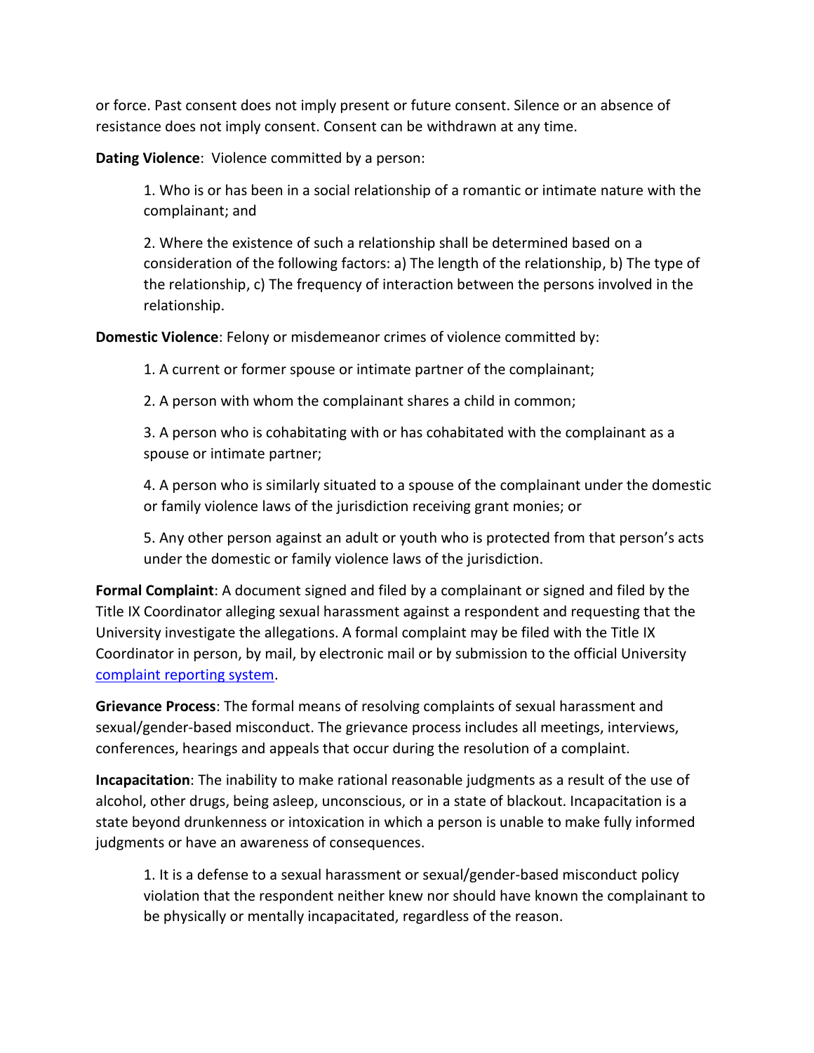or force. Past consent does not imply present or future consent. Silence or an absence of resistance does not imply consent. Consent can be withdrawn at any time.

**Dating Violence**: Violence committed by a person:

1. Who is or has been in a social relationship of a romantic or intimate nature with the complainant; and
2. Where the existence of such a relationship shall be determined based on a consideration of the following factors: a) The length of the relationship, b) The type of the relationship, c) The frequency of interaction between the persons involved in the relationship.

**Domestic Violence**: Felony or misdemeanor crimes of violence committed by:

1. A current or former spouse or intimate partner of the complainant;
2. A person with whom the complainant shares a child in common;
3. A person who is cohabitating with or has cohabitated with the complainant as a spouse or intimate partner;
4. A person who is similarly situated to a spouse of the complainant under the domestic or family violence laws of the jurisdiction receiving grant monies; or
5. Any other person against an adult or youth who is protected from that person's acts under the domestic or family violence laws of the jurisdiction.

**Formal Complaint**: A document signed and filed by a complainant or signed and filed by the Title IX Coordinator alleging sexual harassment against a respondent and requesting that the University investigate the allegations. A formal complaint may be filed with the Title IX Coordinator in person, by mail, by electronic mail or by submission to the official University complaint reporting system.

**Grievance Process**: The formal means of resolving complaints of sexual harassment and sexual/gender-based misconduct. The grievance process includes all meetings, interviews, conferences, hearings and appeals that occur during the resolution of a complaint.

**Incapacitation**: The inability to make rational reasonable judgments as a result of the use of alcohol, other drugs, being asleep, unconscious, or in a state of blackout. Incapacitation is a state beyond drunkenness or intoxication in which a person is unable to make fully informed judgments or have an awareness of consequences.

1. It is a defense to a sexual harassment or sexual/gender-based misconduct policy violation that the respondent neither knew nor should have known the complainant to be physically or mentally incapacitated, regardless of the reason.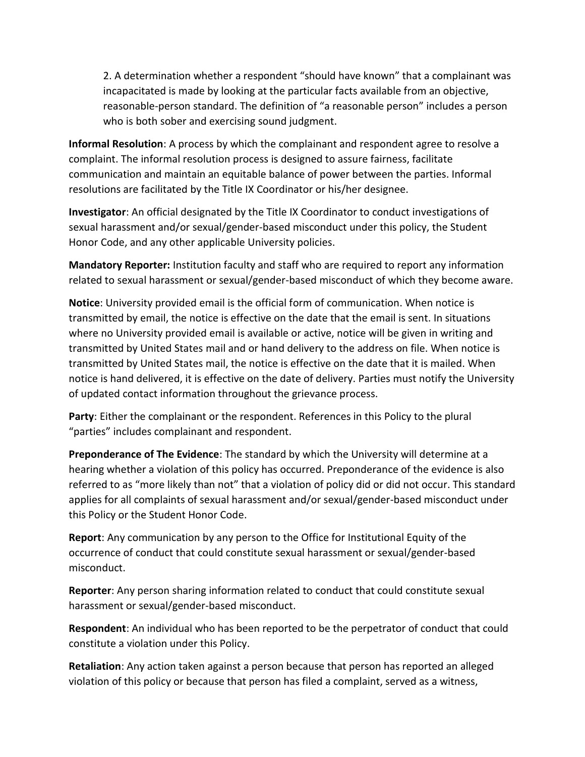2. A determination whether a respondent "should have known" that a complainant was incapacitated is made by looking at the particular facts available from an objective, reasonable-person standard. The definition of "a reasonable person" includes a person who is both sober and exercising sound judgment.

**Informal Resolution**: A process by which the complainant and respondent agree to resolve a complaint. The informal resolution process is designed to assure fairness, facilitate communication and maintain an equitable balance of power between the parties. Informal resolutions are facilitated by the Title IX Coordinator or his/her designee.

**Investigator**: An official designated by the Title IX Coordinator to conduct investigations of sexual harassment and/or sexual/gender-based misconduct under this policy, the Student Honor Code, and any other applicable University policies.

**Mandatory Reporter:** Institution faculty and staff who are required to report any information related to sexual harassment or sexual/gender-based misconduct of which they become aware.

**Notice**: University provided email is the official form of communication. When notice is transmitted by email, the notice is effective on the date that the email is sent. In situations where no University provided email is available or active, notice will be given in writing and transmitted by United States mail and or hand delivery to the address on file. When notice is transmitted by United States mail, the notice is effective on the date that it is mailed. When notice is hand delivered, it is effective on the date of delivery. Parties must notify the University of updated contact information throughout the grievance process.

**Party**: Either the complainant or the respondent. References in this Policy to the plural "parties" includes complainant and respondent.

**Preponderance of The Evidence**: The standard by which the University will determine at a hearing whether a violation of this policy has occurred. Preponderance of the evidence is also referred to as "more likely than not" that a violation of policy did or did not occur. This standard applies for all complaints of sexual harassment and/or sexual/gender-based misconduct under this Policy or the Student Honor Code.

**Report**: Any communication by any person to the Office for Institutional Equity of the occurrence of conduct that could constitute sexual harassment or sexual/gender-based misconduct.

**Reporter**: Any person sharing information related to conduct that could constitute sexual harassment or sexual/gender-based misconduct.

**Respondent**: An individual who has been reported to be the perpetrator of conduct that could constitute a violation under this Policy.

**Retaliation**: Any action taken against a person because that person has reported an alleged violation of this policy or because that person has filed a complaint, served as a witness,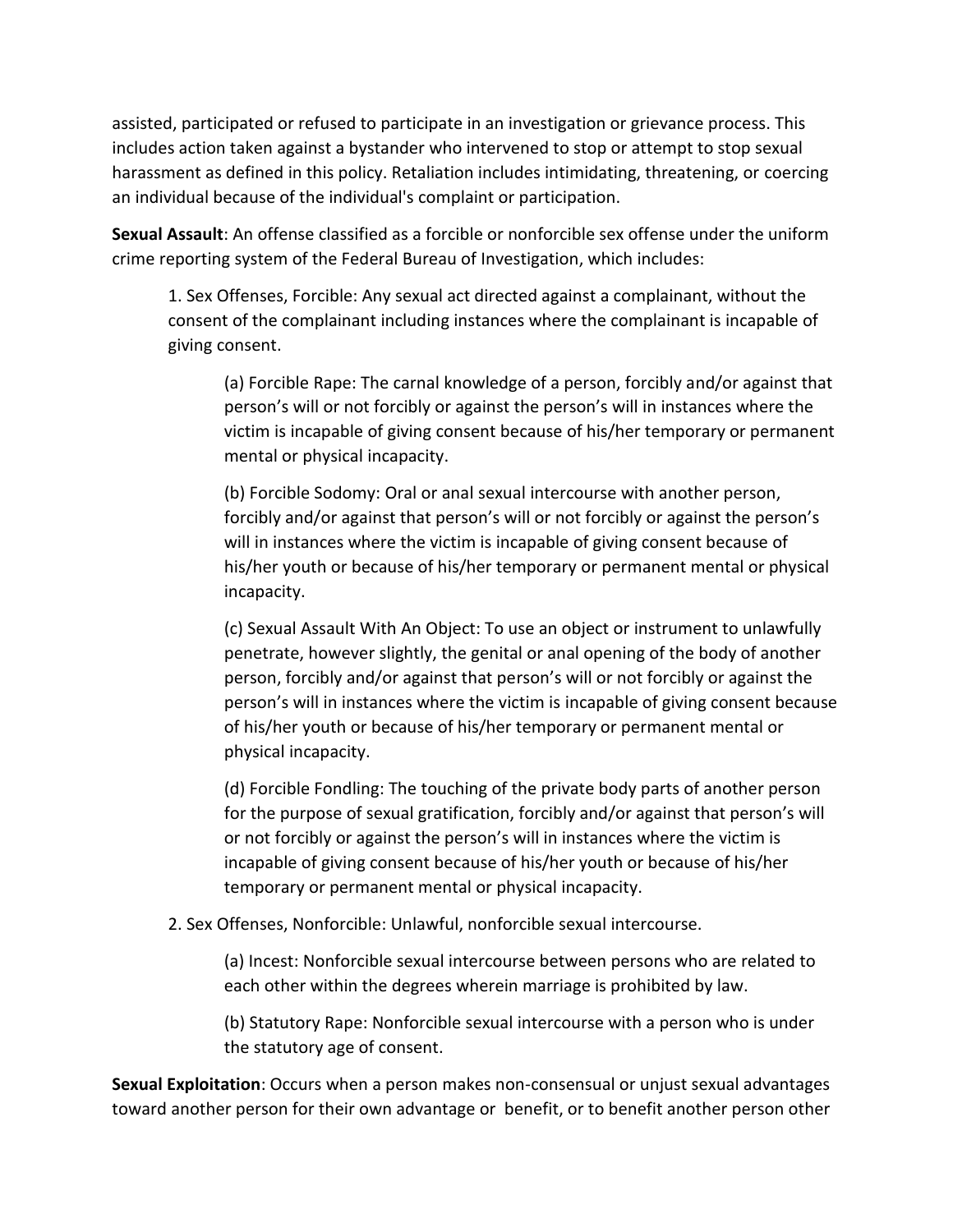assisted, participated or refused to participate in an investigation or grievance process. This includes action taken against a bystander who intervened to stop or attempt to stop sexual harassment as defined in this policy. Retaliation includes intimidating, threatening, or coercing an individual because of the individual's complaint or participation.

**Sexual Assault**: An offense classified as a forcible or nonforcible sex offense under the uniform crime reporting system of the Federal Bureau of Investigation, which includes:

> 1. Sex Offenses, Forcible: Any sexual act directed against a complainant, without the consent of the complainant including instances where the complainant is incapable of giving consent.
>
> > (a) Forcible Rape: The carnal knowledge of a person, forcibly and/or against that person's will or not forcibly or against the person's will in instances where the victim is incapable of giving consent because of his/her temporary or permanent mental or physical incapacity.
> >
> > (b) Forcible Sodomy: Oral or anal sexual intercourse with another person, forcibly and/or against that person's will or not forcibly or against the person's will in instances where the victim is incapable of giving consent because of his/her youth or because of his/her temporary or permanent mental or physical incapacity.
> >
> > (c) Sexual Assault With An Object: To use an object or instrument to unlawfully penetrate, however slightly, the genital or anal opening of the body of another person, forcibly and/or against that person's will or not forcibly or against the person's will in instances where the victim is incapable of giving consent because of his/her youth or because of his/her temporary or permanent mental or physical incapacity.
> >
> > (d) Forcible Fondling: The touching of the private body parts of another person for the purpose of sexual gratification, forcibly and/or against that person's will or not forcibly or against the person's will in instances where the victim is incapable of giving consent because of his/her youth or because of his/her temporary or permanent mental or physical incapacity.
>
> 2. Sex Offenses, Nonforcible: Unlawful, nonforcible sexual intercourse.
>
> > (a) Incest: Nonforcible sexual intercourse between persons who are related to each other within the degrees wherein marriage is prohibited by law.
> >
> > (b) Statutory Rape: Nonforcible sexual intercourse with a person who is under the statutory age of consent.

**Sexual Exploitation**: Occurs when a person makes non-consensual or unjust sexual advantages toward another person for their own advantage or benefit, or to benefit another person other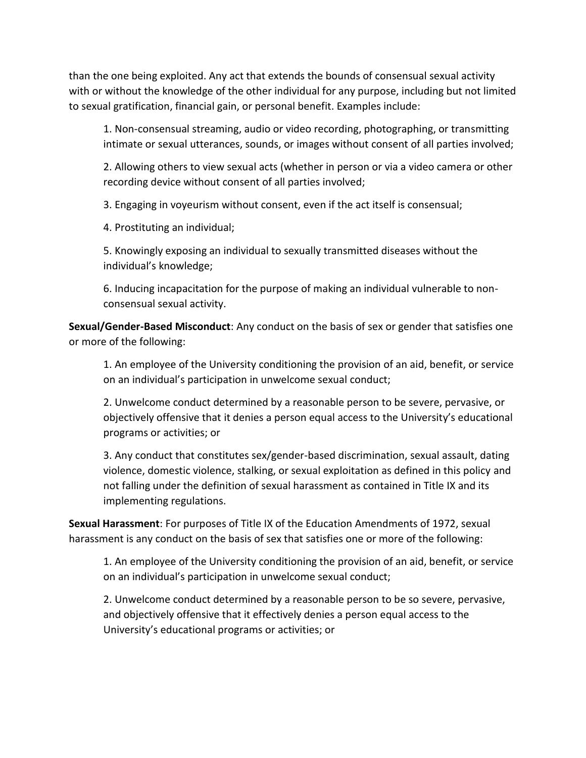than the one being exploited. Any act that extends the bounds of consensual sexual activity with or without the knowledge of the other individual for any purpose, including but not limited to sexual gratification, financial gain, or personal benefit. Examples include:

1. Non-consensual streaming, audio or video recording, photographing, or transmitting intimate or sexual utterances, sounds, or images without consent of all parties involved;

2. Allowing others to view sexual acts (whether in person or via a video camera or other recording device without consent of all parties involved;

3. Engaging in voyeurism without consent, even if the act itself is consensual;

4. Prostituting an individual;

5. Knowingly exposing an individual to sexually transmitted diseases without the individual's knowledge;

6. Inducing incapacitation for the purpose of making an individual vulnerable to non-consensual sexual activity.

**Sexual/Gender-Based Misconduct**: Any conduct on the basis of sex or gender that satisfies one or more of the following:

1. An employee of the University conditioning the provision of an aid, benefit, or service on an individual's participation in unwelcome sexual conduct;

2. Unwelcome conduct determined by a reasonable person to be severe, pervasive, or objectively offensive that it denies a person equal access to the University's educational programs or activities; or

3. Any conduct that constitutes sex/gender-based discrimination, sexual assault, dating violence, domestic violence, stalking, or sexual exploitation as defined in this policy and not falling under the definition of sexual harassment as contained in Title IX and its implementing regulations.

**Sexual Harassment**: For purposes of Title IX of the Education Amendments of 1972, sexual harassment is any conduct on the basis of sex that satisfies one or more of the following:

1. An employee of the University conditioning the provision of an aid, benefit, or service on an individual's participation in unwelcome sexual conduct;

2. Unwelcome conduct determined by a reasonable person to be so severe, pervasive, and objectively offensive that it effectively denies a person equal access to the University's educational programs or activities; or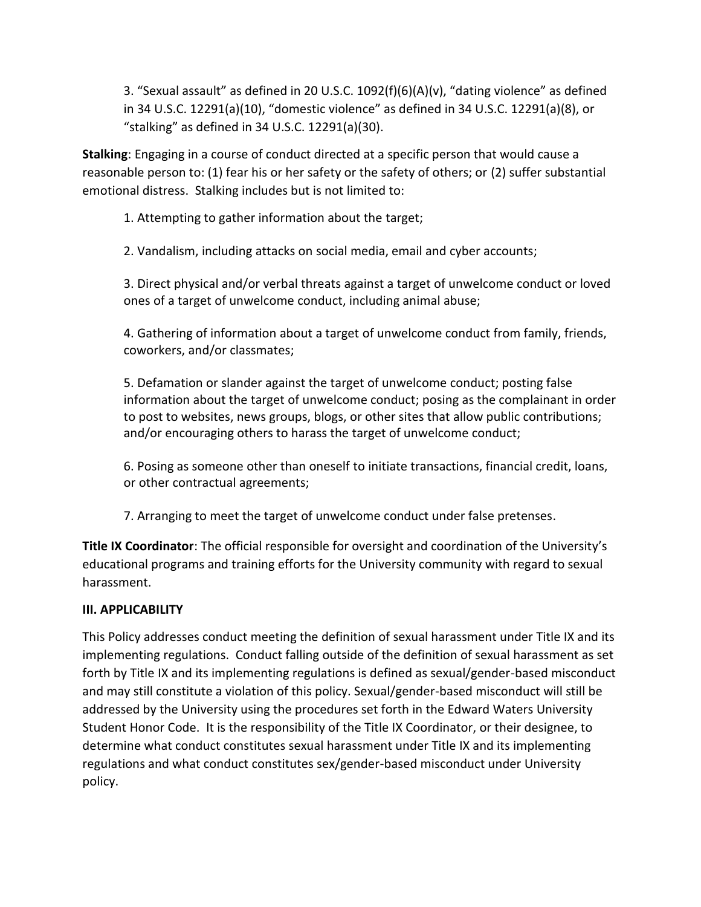3. "Sexual assault" as defined in 20 U.S.C. 1092(f)(6)(A)(v), "dating violence" as defined in 34 U.S.C. 12291(a)(10), "domestic violence" as defined in 34 U.S.C. 12291(a)(8), or "stalking" as defined in 34 U.S.C. 12291(a)(30).

**Stalking**: Engaging in a course of conduct directed at a specific person that would cause a reasonable person to: (1) fear his or her safety or the safety of others; or (2) suffer substantial emotional distress. Stalking includes but is not limited to:

1. Attempting to gather information about the target;

2. Vandalism, including attacks on social media, email and cyber accounts;

3. Direct physical and/or verbal threats against a target of unwelcome conduct or loved ones of a target of unwelcome conduct, including animal abuse;

4. Gathering of information about a target of unwelcome conduct from family, friends, coworkers, and/or classmates;

5. Defamation or slander against the target of unwelcome conduct; posting false information about the target of unwelcome conduct; posing as the complainant in order to post to websites, news groups, blogs, or other sites that allow public contributions; and/or encouraging others to harass the target of unwelcome conduct;

6. Posing as someone other than oneself to initiate transactions, financial credit, loans, or other contractual agreements;

7. Arranging to meet the target of unwelcome conduct under false pretenses.

**Title IX Coordinator**: The official responsible for oversight and coordination of the University's educational programs and training efforts for the University community with regard to sexual harassment.

## III. APPLICABILITY

This Policy addresses conduct meeting the definition of sexual harassment under Title IX and its implementing regulations. Conduct falling outside of the definition of sexual harassment as set forth by Title IX and its implementing regulations is defined as sexual/gender-based misconduct and may still constitute a violation of this policy. Sexual/gender-based misconduct will still be addressed by the University using the procedures set forth in the Edward Waters University Student Honor Code. It is the responsibility of the Title IX Coordinator, or their designee, to determine what conduct constitutes sexual harassment under Title IX and its implementing regulations and what conduct constitutes sex/gender-based misconduct under University policy.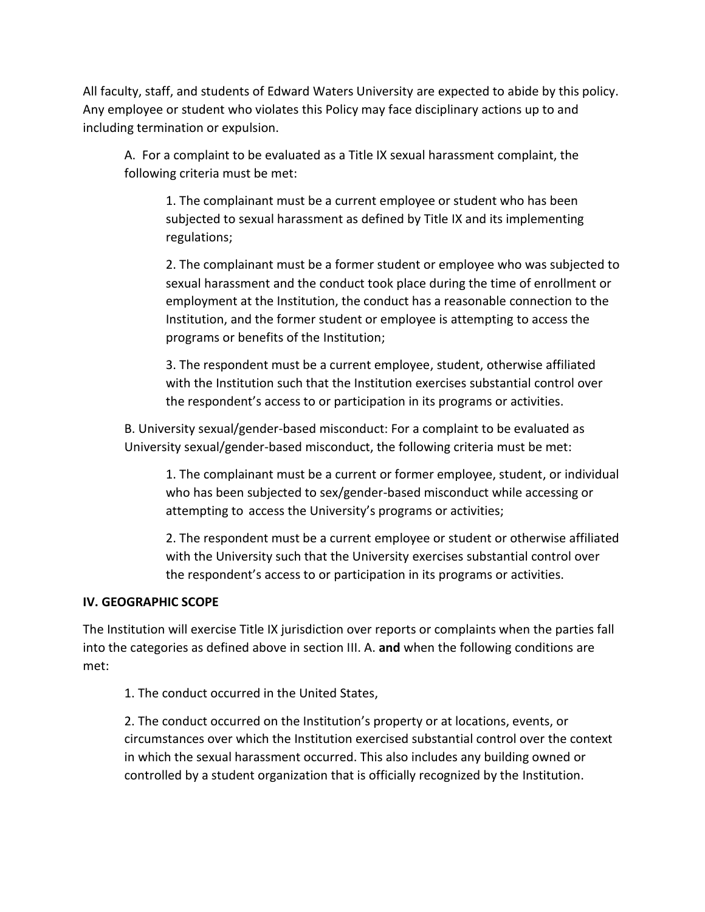All faculty, staff, and students of Edward Waters University are expected to abide by this policy. Any employee or student who violates this Policy may face disciplinary actions up to and including termination or expulsion.

A. For a complaint to be evaluated as a Title IX sexual harassment complaint, the following criteria must be met:

1. The complainant must be a current employee or student who has been subjected to sexual harassment as defined by Title IX and its implementing regulations;

2. The complainant must be a former student or employee who was subjected to sexual harassment and the conduct took place during the time of enrollment or employment at the Institution, the conduct has a reasonable connection to the Institution, and the former student or employee is attempting to access the programs or benefits of the Institution;

3. The respondent must be a current employee, student, otherwise affiliated with the Institution such that the Institution exercises substantial control over the respondent's access to or participation in its programs or activities.

B. University sexual/gender-based misconduct: For a complaint to be evaluated as University sexual/gender-based misconduct, the following criteria must be met:

1. The complainant must be a current or former employee, student, or individual who has been subjected to sex/gender-based misconduct while accessing or attempting to access the University's programs or activities;

2. The respondent must be a current employee or student or otherwise affiliated with the University such that the University exercises substantial control over the respondent's access to or participation in its programs or activities.

## IV. GEOGRAPHIC SCOPE

The Institution will exercise Title IX jurisdiction over reports or complaints when the parties fall into the categories as defined above in section III. A. **and** when the following conditions are met:

1. The conduct occurred in the United States,

2. The conduct occurred on the Institution's property or at locations, events, or circumstances over which the Institution exercised substantial control over the context in which the sexual harassment occurred. This also includes any building owned or controlled by a student organization that is officially recognized by the Institution.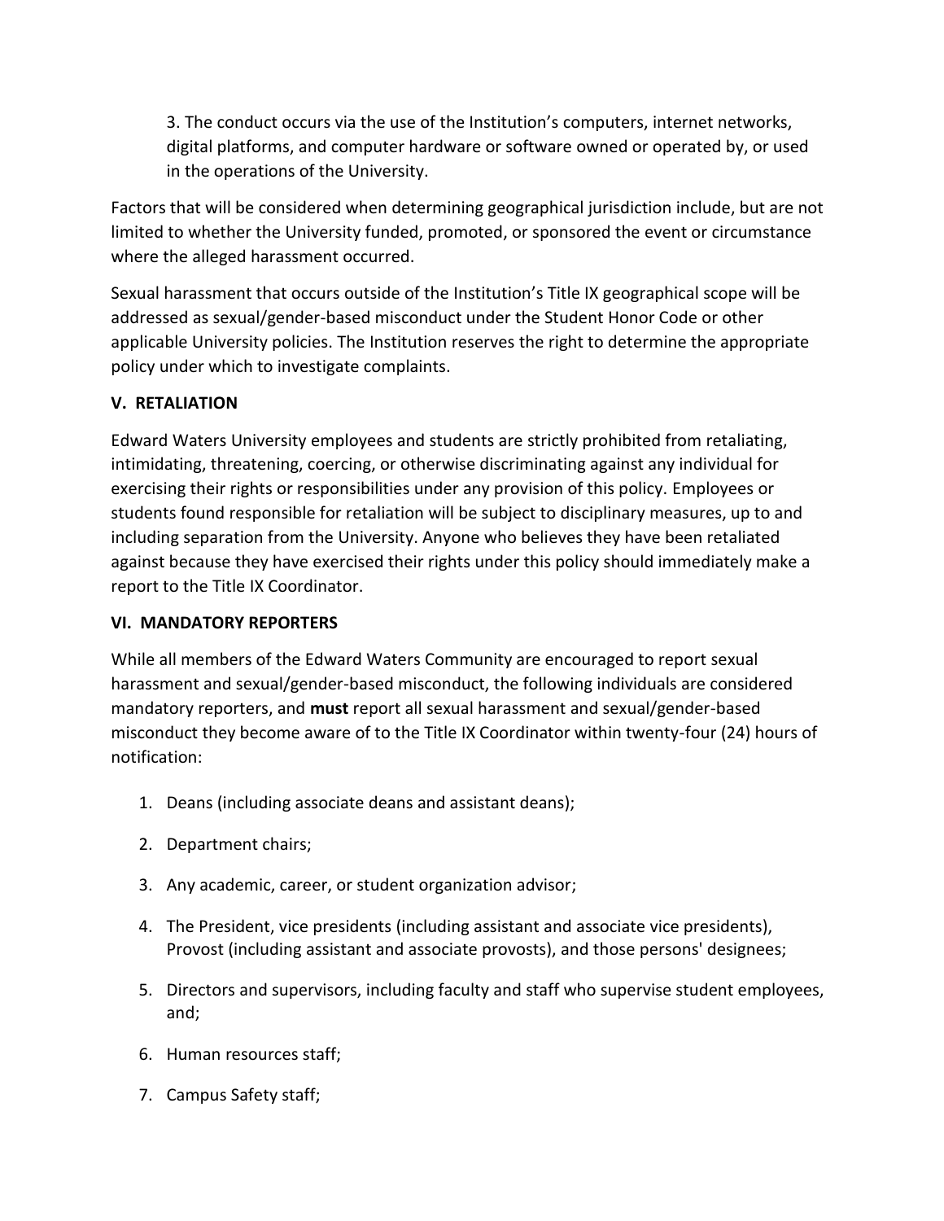3. The conduct occurs via the use of the Institution's computers, internet networks, digital platforms, and computer hardware or software owned or operated by, or used in the operations of the University.

Factors that will be considered when determining geographical jurisdiction include, but are not limited to whether the University funded, promoted, or sponsored the event or circumstance where the alleged harassment occurred.

Sexual harassment that occurs outside of the Institution's Title IX geographical scope will be addressed as sexual/gender-based misconduct under the Student Honor Code or other applicable University policies. The Institution reserves the right to determine the appropriate policy under which to investigate complaints.

## V. RETALIATION

Edward Waters University employees and students are strictly prohibited from retaliating, intimidating, threatening, coercing, or otherwise discriminating against any individual for exercising their rights or responsibilities under any provision of this policy. Employees or students found responsible for retaliation will be subject to disciplinary measures, up to and including separation from the University. Anyone who believes they have been retaliated against because they have exercised their rights under this policy should immediately make a report to the Title IX Coordinator.

## VI. MANDATORY REPORTERS

While all members of the Edward Waters Community are encouraged to report sexual harassment and sexual/gender-based misconduct, the following individuals are considered mandatory reporters, and **must** report all sexual harassment and sexual/gender-based misconduct they become aware of to the Title IX Coordinator within twenty-four (24) hours of notification:

1. Deans (including associate deans and assistant deans);
2. Department chairs;
3. Any academic, career, or student organization advisor;
4. The President, vice presidents (including assistant and associate vice presidents), Provost (including assistant and associate provosts), and those persons' designees;
5. Directors and supervisors, including faculty and staff who supervise student employees, and;
6. Human resources staff;
7. Campus Safety staff;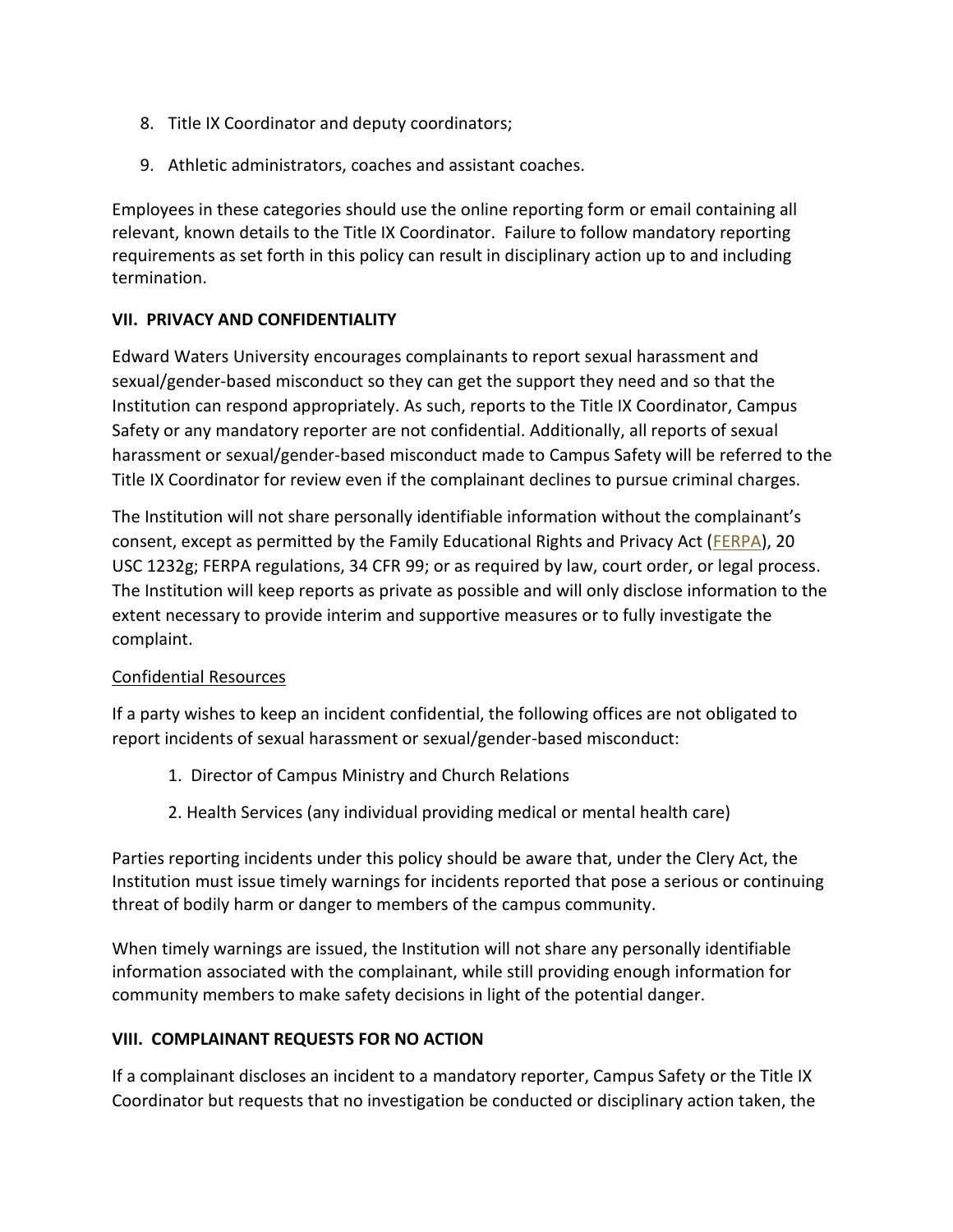8. Title IX Coordinator and deputy coordinators;
9. Athletic administrators, coaches and assistant coaches.

Employees in these categories should use the online reporting form or email containing all relevant, known details to the Title IX Coordinator. Failure to follow mandatory reporting requirements as set forth in this policy can result in disciplinary action up to and including termination.

## VII. PRIVACY AND CONFIDENTIALITY

Edward Waters University encourages complainants to report sexual harassment and sexual/gender-based misconduct so they can get the support they need and so that the Institution can respond appropriately. As such, reports to the Title IX Coordinator, Campus Safety or any mandatory reporter are not confidential. Additionally, all reports of sexual harassment or sexual/gender-based misconduct made to Campus Safety will be referred to the Title IX Coordinator for review even if the complainant declines to pursue criminal charges.

The Institution will not share personally identifiable information without the complainant's consent, except as permitted by the Family Educational Rights and Privacy Act (FERPA), 20 USC 1232g; FERPA regulations, 34 CFR 99; or as required by law, court order, or legal process. The Institution will keep reports as private as possible and will only disclose information to the extent necessary to provide interim and supportive measures or to fully investigate the complaint.

Confidential Resources

If a party wishes to keep an incident confidential, the following offices are not obligated to report incidents of sexual harassment or sexual/gender-based misconduct:

1. Director of Campus Ministry and Church Relations
2. Health Services (any individual providing medical or mental health care)

Parties reporting incidents under this policy should be aware that, under the Clery Act, the Institution must issue timely warnings for incidents reported that pose a serious or continuing threat of bodily harm or danger to members of the campus community.

When timely warnings are issued, the Institution will not share any personally identifiable information associated with the complainant, while still providing enough information for community members to make safety decisions in light of the potential danger.

## VIII. COMPLAINANT REQUESTS FOR NO ACTION

If a complainant discloses an incident to a mandatory reporter, Campus Safety or the Title IX Coordinator but requests that no investigation be conducted or disciplinary action taken, the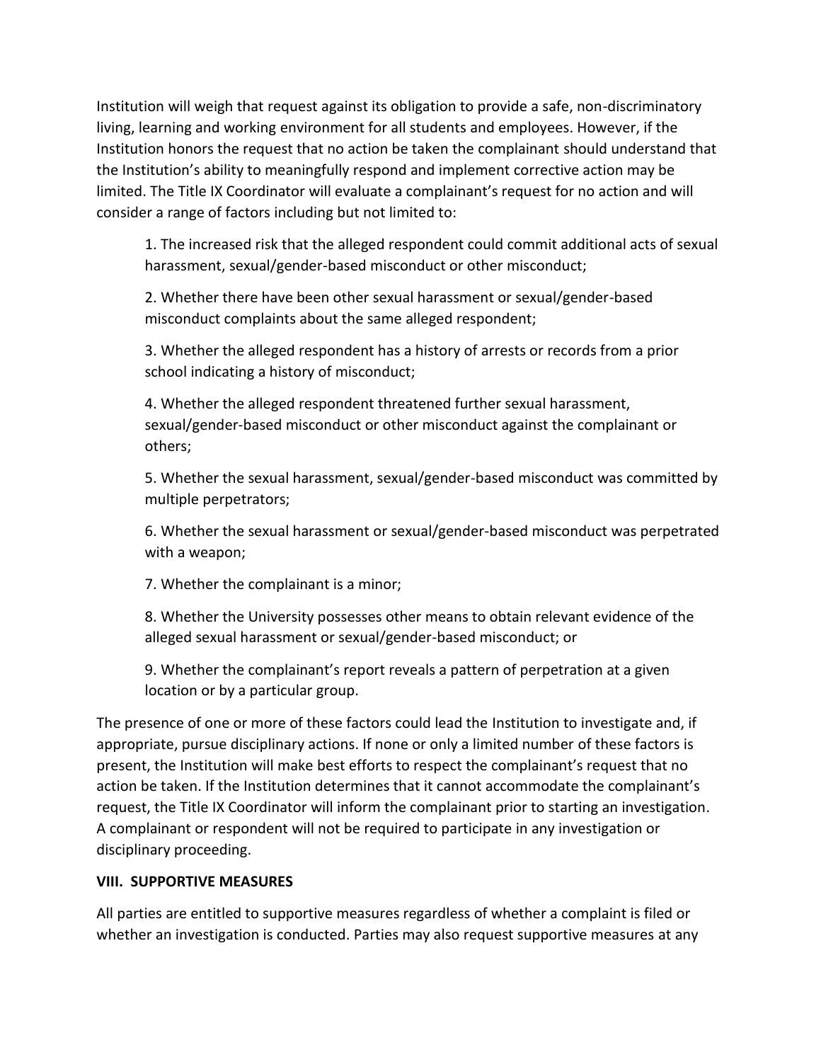Institution will weigh that request against its obligation to provide a safe, non-discriminatory living, learning and working environment for all students and employees. However, if the Institution honors the request that no action be taken the complainant should understand that the Institution's ability to meaningfully respond and implement corrective action may be limited. The Title IX Coordinator will evaluate a complainant's request for no action and will consider a range of factors including but not limited to:

1. The increased risk that the alleged respondent could commit additional acts of sexual harassment, sexual/gender-based misconduct or other misconduct;

2. Whether there have been other sexual harassment or sexual/gender-based misconduct complaints about the same alleged respondent;

3. Whether the alleged respondent has a history of arrests or records from a prior school indicating a history of misconduct;

4. Whether the alleged respondent threatened further sexual harassment, sexual/gender-based misconduct or other misconduct against the complainant or others;

5. Whether the sexual harassment, sexual/gender-based misconduct was committed by multiple perpetrators;

6. Whether the sexual harassment or sexual/gender-based misconduct was perpetrated with a weapon;

7. Whether the complainant is a minor;

8. Whether the University possesses other means to obtain relevant evidence of the alleged sexual harassment or sexual/gender-based misconduct; or

9. Whether the complainant's report reveals a pattern of perpetration at a given location or by a particular group.

The presence of one or more of these factors could lead the Institution to investigate and, if appropriate, pursue disciplinary actions. If none or only a limited number of these factors is present, the Institution will make best efforts to respect the complainant's request that no action be taken. If the Institution determines that it cannot accommodate the complainant's request, the Title IX Coordinator will inform the complainant prior to starting an investigation. A complainant or respondent will not be required to participate in any investigation or disciplinary proceeding.

## VIII. SUPPORTIVE MEASURES

All parties are entitled to supportive measures regardless of whether a complaint is filed or whether an investigation is conducted. Parties may also request supportive measures at any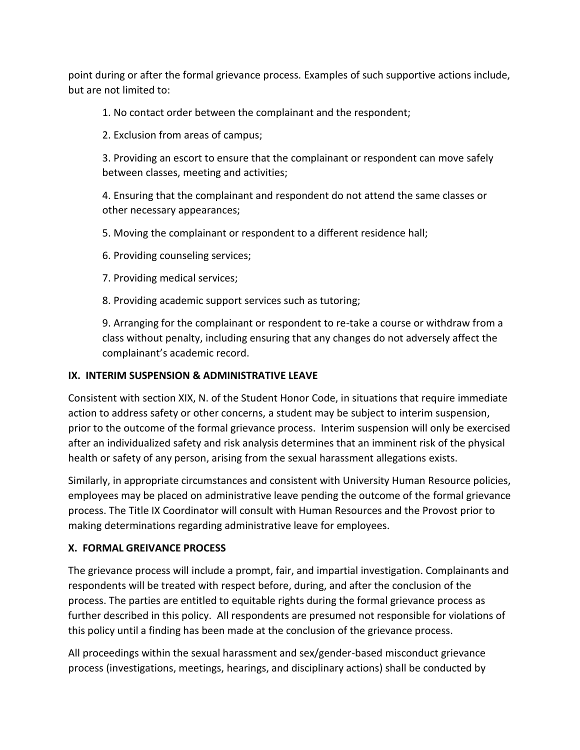point during or after the formal grievance process. Examples of such supportive actions include, but are not limited to:

1. No contact order between the complainant and the respondent;
2. Exclusion from areas of campus;
3. Providing an escort to ensure that the complainant or respondent can move safely between classes, meeting and activities;
4. Ensuring that the complainant and respondent do not attend the same classes or other necessary appearances;
5. Moving the complainant or respondent to a different residence hall;
6. Providing counseling services;
7. Providing medical services;
8. Providing academic support services such as tutoring;
9. Arranging for the complainant or respondent to re-take a course or withdraw from a class without penalty, including ensuring that any changes do not adversely affect the complainant's academic record.

## IX. INTERIM SUSPENSION & ADMINISTRATIVE LEAVE

Consistent with section XIX, N. of the Student Honor Code, in situations that require immediate action to address safety or other concerns, a student may be subject to interim suspension, prior to the outcome of the formal grievance process. Interim suspension will only be exercised after an individualized safety and risk analysis determines that an imminent risk of the physical health or safety of any person, arising from the sexual harassment allegations exists.

Similarly, in appropriate circumstances and consistent with University Human Resource policies, employees may be placed on administrative leave pending the outcome of the formal grievance process. The Title IX Coordinator will consult with Human Resources and the Provost prior to making determinations regarding administrative leave for employees.

## X. FORMAL GREIVANCE PROCESS

The grievance process will include a prompt, fair, and impartial investigation. Complainants and respondents will be treated with respect before, during, and after the conclusion of the process. The parties are entitled to equitable rights during the formal grievance process as further described in this policy. All respondents are presumed not responsible for violations of this policy until a finding has been made at the conclusion of the grievance process.

All proceedings within the sexual harassment and sex/gender-based misconduct grievance process (investigations, meetings, hearings, and disciplinary actions) shall be conducted by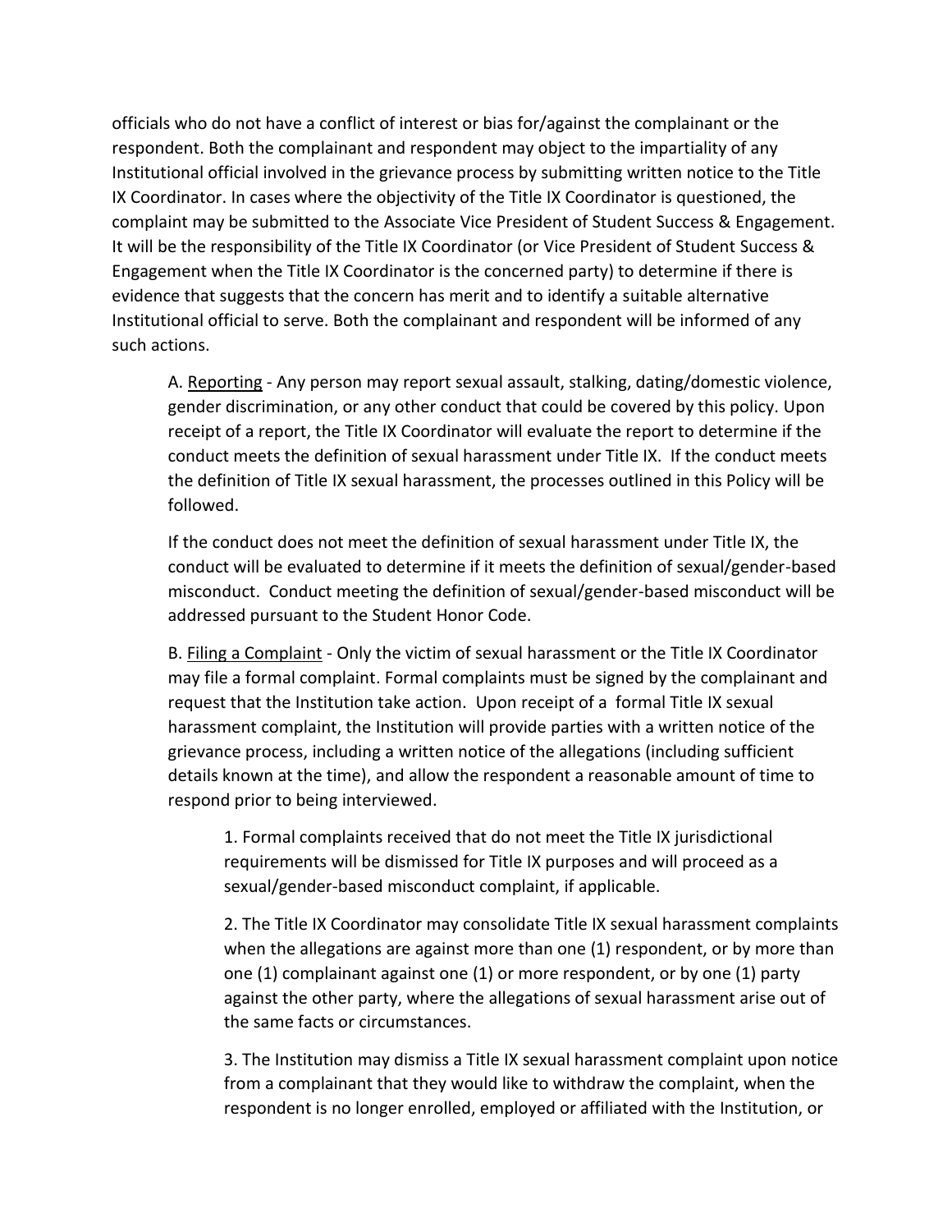officials who do not have a conflict of interest or bias for/against the complainant or the respondent. Both the complainant and respondent may object to the impartiality of any Institutional official involved in the grievance process by submitting written notice to the Title IX Coordinator. In cases where the objectivity of the Title IX Coordinator is questioned, the complaint may be submitted to the Associate Vice President of Student Success & Engagement. It will be the responsibility of the Title IX Coordinator (or Vice President of Student Success & Engagement when the Title IX Coordinator is the concerned party) to determine if there is evidence that suggests that the concern has merit and to identify a suitable alternative Institutional official to serve. Both the complainant and respondent will be informed of any such actions.

A. Reporting - Any person may report sexual assault, stalking, dating/domestic violence, gender discrimination, or any other conduct that could be covered by this policy. Upon receipt of a report, the Title IX Coordinator will evaluate the report to determine if the conduct meets the definition of sexual harassment under Title IX. If the conduct meets the definition of Title IX sexual harassment, the processes outlined in this Policy will be followed.

If the conduct does not meet the definition of sexual harassment under Title IX, the conduct will be evaluated to determine if it meets the definition of sexual/gender-based misconduct. Conduct meeting the definition of sexual/gender-based misconduct will be addressed pursuant to the Student Honor Code.

B. Filing a Complaint - Only the victim of sexual harassment or the Title IX Coordinator may file a formal complaint. Formal complaints must be signed by the complainant and request that the Institution take action. Upon receipt of a formal Title IX sexual harassment complaint, the Institution will provide parties with a written notice of the grievance process, including a written notice of the allegations (including sufficient details known at the time), and allow the respondent a reasonable amount of time to respond prior to being interviewed.

1. Formal complaints received that do not meet the Title IX jurisdictional requirements will be dismissed for Title IX purposes and will proceed as a sexual/gender-based misconduct complaint, if applicable.

2. The Title IX Coordinator may consolidate Title IX sexual harassment complaints when the allegations are against more than one (1) respondent, or by more than one (1) complainant against one (1) or more respondent, or by one (1) party against the other party, where the allegations of sexual harassment arise out of the same facts or circumstances.

3. The Institution may dismiss a Title IX sexual harassment complaint upon notice from a complainant that they would like to withdraw the complaint, when the respondent is no longer enrolled, employed or affiliated with the Institution, or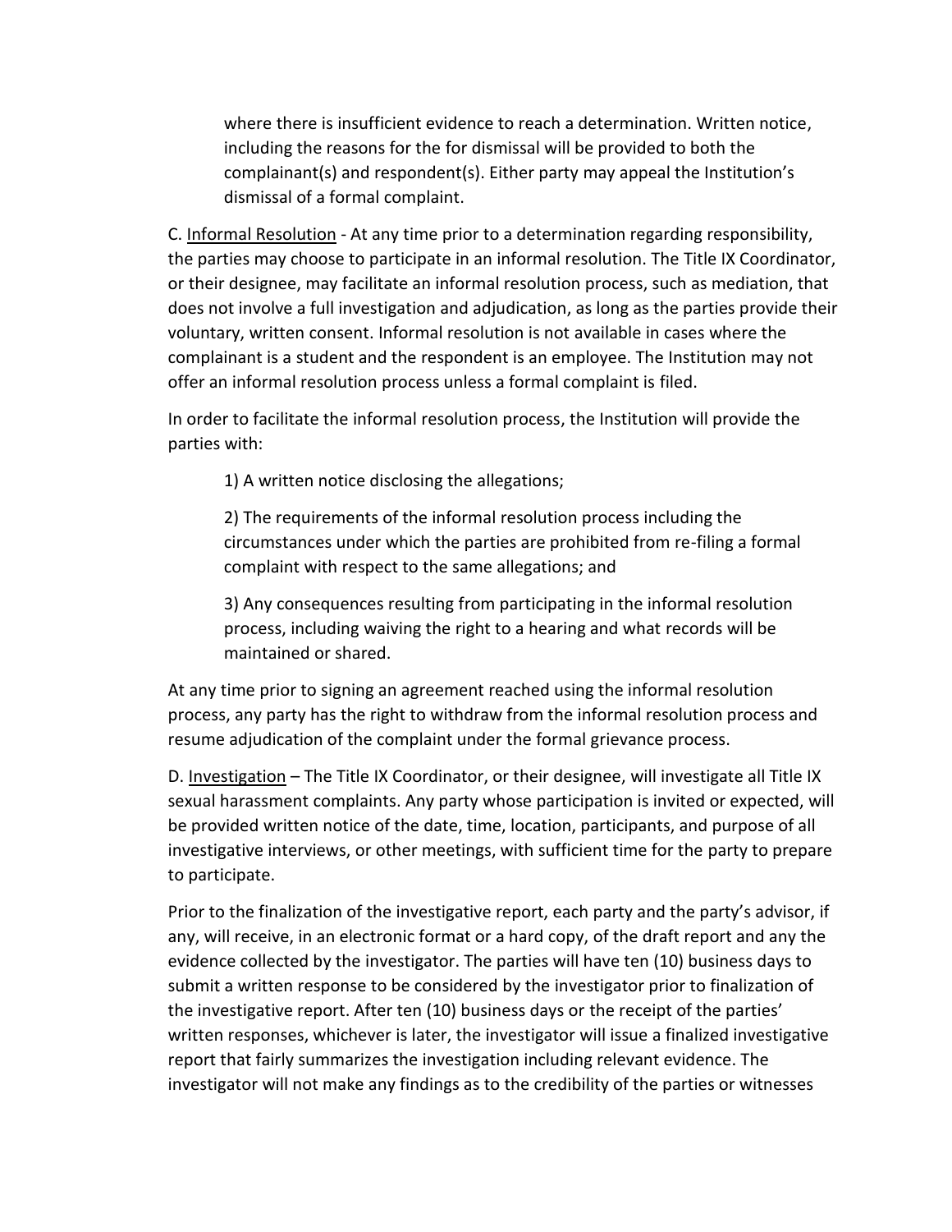where there is insufficient evidence to reach a determination. Written notice, including the reasons for the for dismissal will be provided to both the complainant(s) and respondent(s). Either party may appeal the Institution's dismissal of a formal complaint.

C. Informal Resolution - At any time prior to a determination regarding responsibility, the parties may choose to participate in an informal resolution. The Title IX Coordinator, or their designee, may facilitate an informal resolution process, such as mediation, that does not involve a full investigation and adjudication, as long as the parties provide their voluntary, written consent. Informal resolution is not available in cases where the complainant is a student and the respondent is an employee. The Institution may not offer an informal resolution process unless a formal complaint is filed.

In order to facilitate the informal resolution process, the Institution will provide the parties with:

1) A written notice disclosing the allegations;

2) The requirements of the informal resolution process including the circumstances under which the parties are prohibited from re-filing a formal complaint with respect to the same allegations; and

3) Any consequences resulting from participating in the informal resolution process, including waiving the right to a hearing and what records will be maintained or shared.

At any time prior to signing an agreement reached using the informal resolution process, any party has the right to withdraw from the informal resolution process and resume adjudication of the complaint under the formal grievance process.

D. Investigation – The Title IX Coordinator, or their designee, will investigate all Title IX sexual harassment complaints. Any party whose participation is invited or expected, will be provided written notice of the date, time, location, participants, and purpose of all investigative interviews, or other meetings, with sufficient time for the party to prepare to participate.

Prior to the finalization of the investigative report, each party and the party's advisor, if any, will receive, in an electronic format or a hard copy, of the draft report and any the evidence collected by the investigator. The parties will have ten (10) business days to submit a written response to be considered by the investigator prior to finalization of the investigative report. After ten (10) business days or the receipt of the parties' written responses, whichever is later, the investigator will issue a finalized investigative report that fairly summarizes the investigation including relevant evidence. The investigator will not make any findings as to the credibility of the parties or witnesses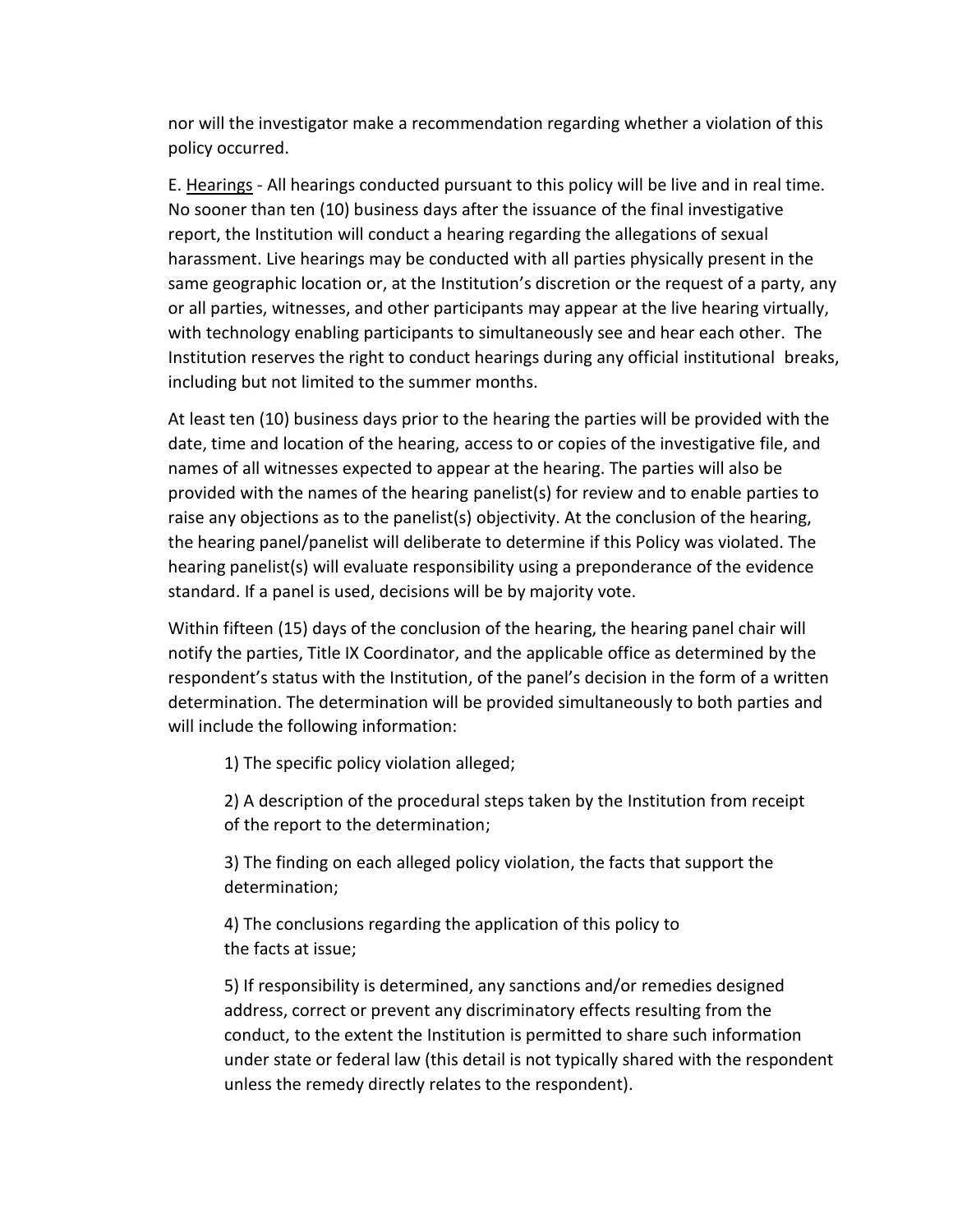nor will the investigator make a recommendation regarding whether a violation of this policy occurred.

E. <u>Hearings</u> - All hearings conducted pursuant to this policy will be live and in real time. No sooner than ten (10) business days after the issuance of the final investigative report, the Institution will conduct a hearing regarding the allegations of sexual harassment. Live hearings may be conducted with all parties physically present in the same geographic location or, at the Institution's discretion or the request of a party, any or all parties, witnesses, and other participants may appear at the live hearing virtually, with technology enabling participants to simultaneously see and hear each other. The Institution reserves the right to conduct hearings during any official institutional breaks, including but not limited to the summer months.

At least ten (10) business days prior to the hearing the parties will be provided with the date, time and location of the hearing, access to or copies of the investigative file, and names of all witnesses expected to appear at the hearing. The parties will also be provided with the names of the hearing panelist(s) for review and to enable parties to raise any objections as to the panelist(s) objectivity. At the conclusion of the hearing, the hearing panel/panelist will deliberate to determine if this Policy was violated. The hearing panelist(s) will evaluate responsibility using a preponderance of the evidence standard. If a panel is used, decisions will be by majority vote.

Within fifteen (15) days of the conclusion of the hearing, the hearing panel chair will notify the parties, Title IX Coordinator, and the applicable office as determined by the respondent's status with the Institution, of the panel's decision in the form of a written determination. The determination will be provided simultaneously to both parties and will include the following information:

1) The specific policy violation alleged;

2) A description of the procedural steps taken by the Institution from receipt of the report to the determination;

3) The finding on each alleged policy violation, the facts that support the determination;

4) The conclusions regarding the application of this policy to the facts at issue;

5) If responsibility is determined, any sanctions and/or remedies designed address, correct or prevent any discriminatory effects resulting from the conduct, to the extent the Institution is permitted to share such information under state or federal law (this detail is not typically shared with the respondent unless the remedy directly relates to the respondent).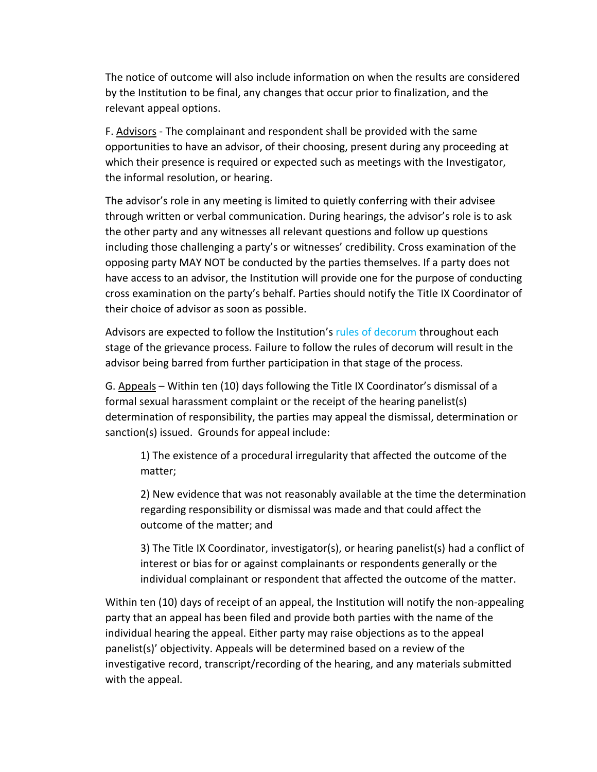The notice of outcome will also include information on when the results are considered by the Institution to be final, any changes that occur prior to finalization, and the relevant appeal options.

F. Advisors - The complainant and respondent shall be provided with the same opportunities to have an advisor, of their choosing, present during any proceeding at which their presence is required or expected such as meetings with the Investigator, the informal resolution, or hearing.

The advisor's role in any meeting is limited to quietly conferring with their advisee through written or verbal communication. During hearings, the advisor's role is to ask the other party and any witnesses all relevant questions and follow up questions including those challenging a party's or witnesses' credibility. Cross examination of the opposing party MAY NOT be conducted by the parties themselves. If a party does not have access to an advisor, the Institution will provide one for the purpose of conducting cross examination on the party's behalf. Parties should notify the Title IX Coordinator of their choice of advisor as soon as possible.

Advisors are expected to follow the Institution's rules of decorum throughout each stage of the grievance process. Failure to follow the rules of decorum will result in the advisor being barred from further participation in that stage of the process.

G. Appeals – Within ten (10) days following the Title IX Coordinator's dismissal of a formal sexual harassment complaint or the receipt of the hearing panelist(s) determination of responsibility, the parties may appeal the dismissal, determination or sanction(s) issued. Grounds for appeal include:

> 1) The existence of a procedural irregularity that affected the outcome of the matter;
>
> 2) New evidence that was not reasonably available at the time the determination regarding responsibility or dismissal was made and that could affect the outcome of the matter; and
>
> 3) The Title IX Coordinator, investigator(s), or hearing panelist(s) had a conflict of interest or bias for or against complainants or respondents generally or the individual complainant or respondent that affected the outcome of the matter.

Within ten (10) days of receipt of an appeal, the Institution will notify the non-appealing party that an appeal has been filed and provide both parties with the name of the individual hearing the appeal. Either party may raise objections as to the appeal panelist(s)' objectivity. Appeals will be determined based on a review of the investigative record, transcript/recording of the hearing, and any materials submitted with the appeal.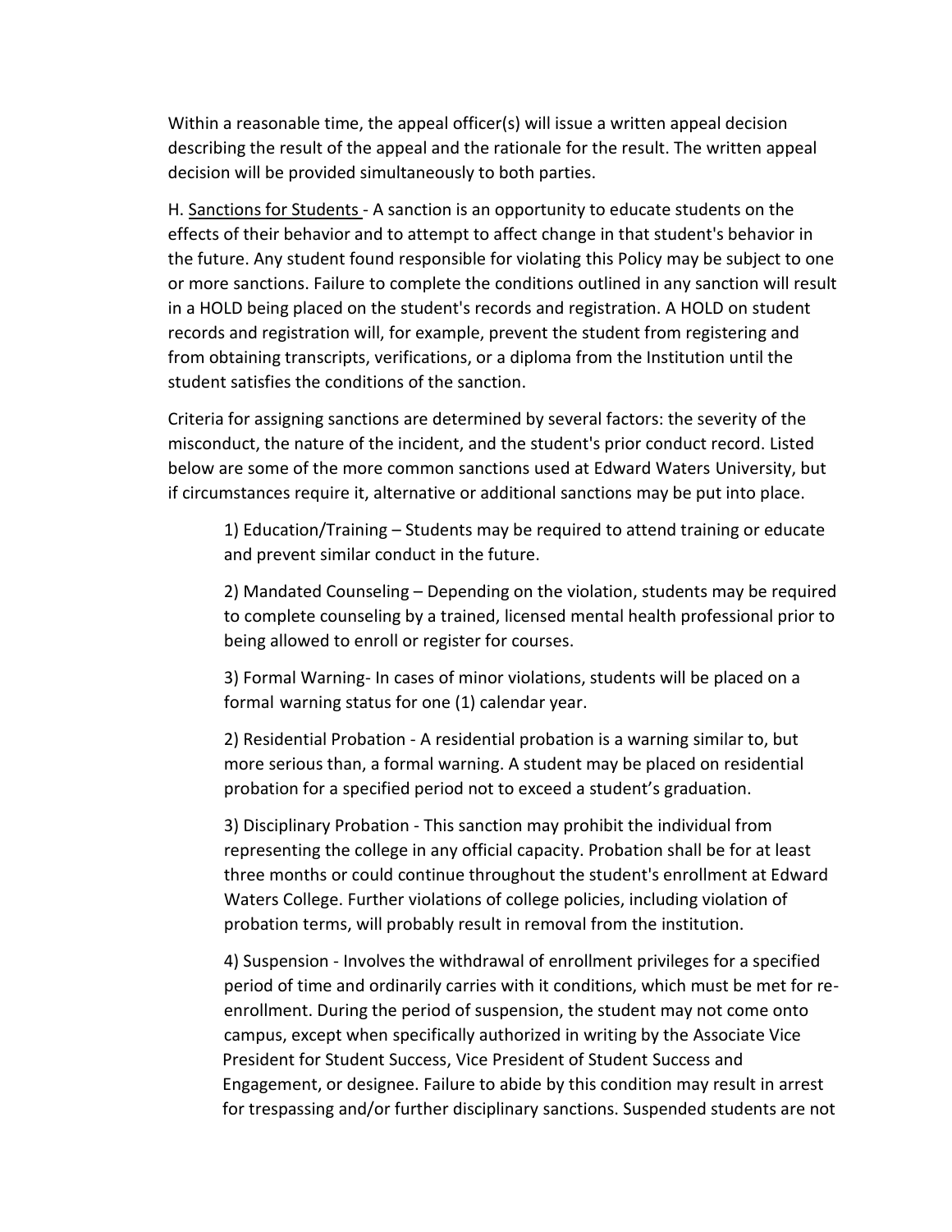Within a reasonable time, the appeal officer(s) will issue a written appeal decision describing the result of the appeal and the rationale for the result. The written appeal decision will be provided simultaneously to both parties.

H. Sanctions for Students - A sanction is an opportunity to educate students on the effects of their behavior and to attempt to affect change in that student's behavior in the future. Any student found responsible for violating this Policy may be subject to one or more sanctions. Failure to complete the conditions outlined in any sanction will result in a HOLD being placed on the student's records and registration. A HOLD on student records and registration will, for example, prevent the student from registering and from obtaining transcripts, verifications, or a diploma from the Institution until the student satisfies the conditions of the sanction.

Criteria for assigning sanctions are determined by several factors: the severity of the misconduct, the nature of the incident, and the student's prior conduct record. Listed below are some of the more common sanctions used at Edward Waters University, but if circumstances require it, alternative or additional sanctions may be put into place.

1) Education/Training – Students may be required to attend training or educate and prevent similar conduct in the future.

2) Mandated Counseling – Depending on the violation, students may be required to complete counseling by a trained, licensed mental health professional prior to being allowed to enroll or register for courses.

3) Formal Warning- In cases of minor violations, students will be placed on a formal warning status for one (1) calendar year.

2) Residential Probation - A residential probation is a warning similar to, but more serious than, a formal warning. A student may be placed on residential probation for a specified period not to exceed a student's graduation.

3) Disciplinary Probation - This sanction may prohibit the individual from representing the college in any official capacity. Probation shall be for at least three months or could continue throughout the student's enrollment at Edward Waters College. Further violations of college policies, including violation of probation terms, will probably result in removal from the institution.

4) Suspension - Involves the withdrawal of enrollment privileges for a specified period of time and ordinarily carries with it conditions, which must be met for re-enrollment. During the period of suspension, the student may not come onto campus, except when specifically authorized in writing by the Associate Vice President for Student Success, Vice President of Student Success and Engagement, or designee. Failure to abide by this condition may result in arrest for trespassing and/or further disciplinary sanctions. Suspended students are not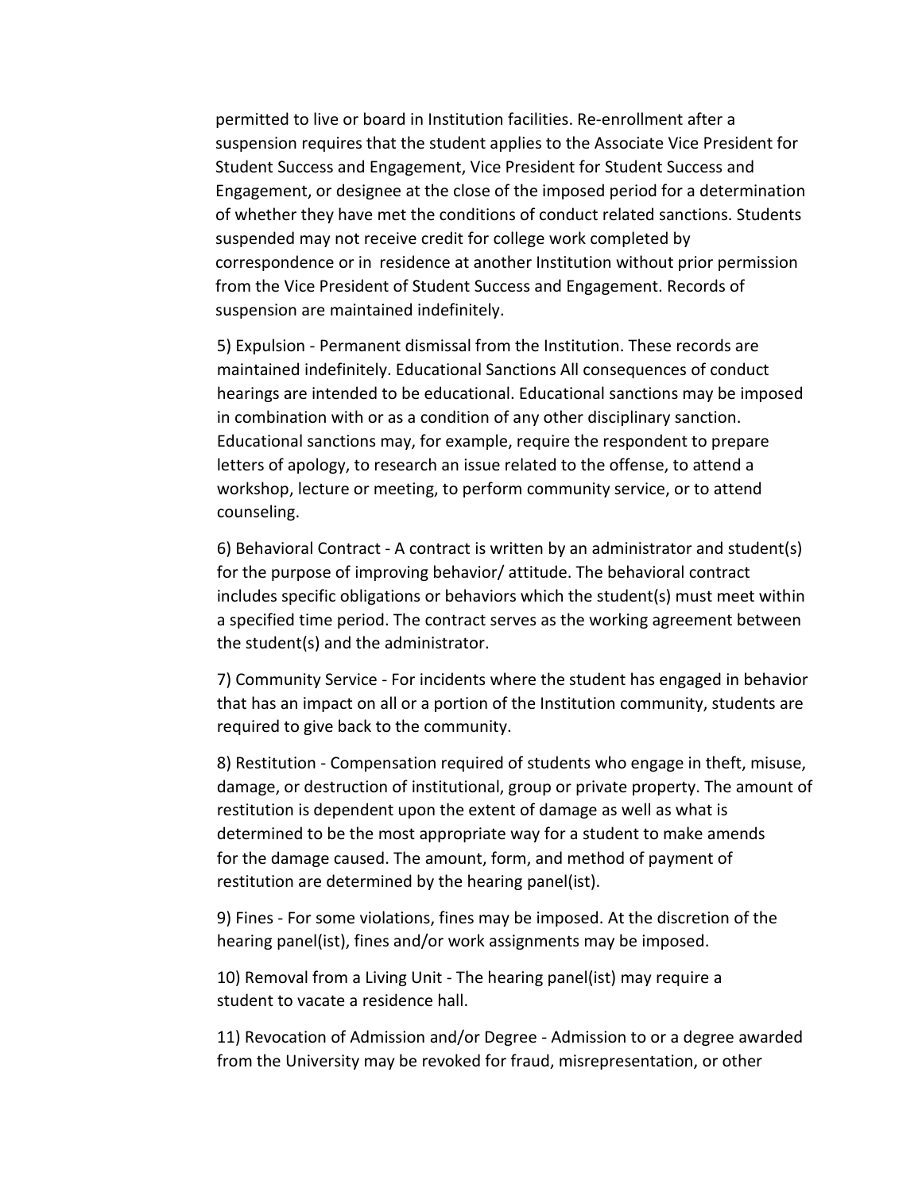permitted to live or board in Institution facilities. Re-enrollment after a suspension requires that the student applies to the Associate Vice President for Student Success and Engagement, Vice President for Student Success and Engagement, or designee at the close of the imposed period for a determination of whether they have met the conditions of conduct related sanctions. Students suspended may not receive credit for college work completed by correspondence or in residence at another Institution without prior permission from the Vice President of Student Success and Engagement. Records of suspension are maintained indefinitely.

5) Expulsion - Permanent dismissal from the Institution. These records are maintained indefinitely. Educational Sanctions All consequences of conduct hearings are intended to be educational. Educational sanctions may be imposed in combination with or as a condition of any other disciplinary sanction. Educational sanctions may, for example, require the respondent to prepare letters of apology, to research an issue related to the offense, to attend a workshop, lecture or meeting, to perform community service, or to attend counseling.

6) Behavioral Contract - A contract is written by an administrator and student(s) for the purpose of improving behavior/ attitude. The behavioral contract includes specific obligations or behaviors which the student(s) must meet within a specified time period. The contract serves as the working agreement between the student(s) and the administrator.

7) Community Service - For incidents where the student has engaged in behavior that has an impact on all or a portion of the Institution community, students are required to give back to the community.

8) Restitution - Compensation required of students who engage in theft, misuse, damage, or destruction of institutional, group or private property. The amount of restitution is dependent upon the extent of damage as well as what is determined to be the most appropriate way for a student to make amends for the damage caused. The amount, form, and method of payment of restitution are determined by the hearing panel(ist).

9) Fines - For some violations, fines may be imposed. At the discretion of the hearing panel(ist), fines and/or work assignments may be imposed.

10) Removal from a Living Unit - The hearing panel(ist) may require a student to vacate a residence hall.

11) Revocation of Admission and/or Degree - Admission to or a degree awarded from the University may be revoked for fraud, misrepresentation, or other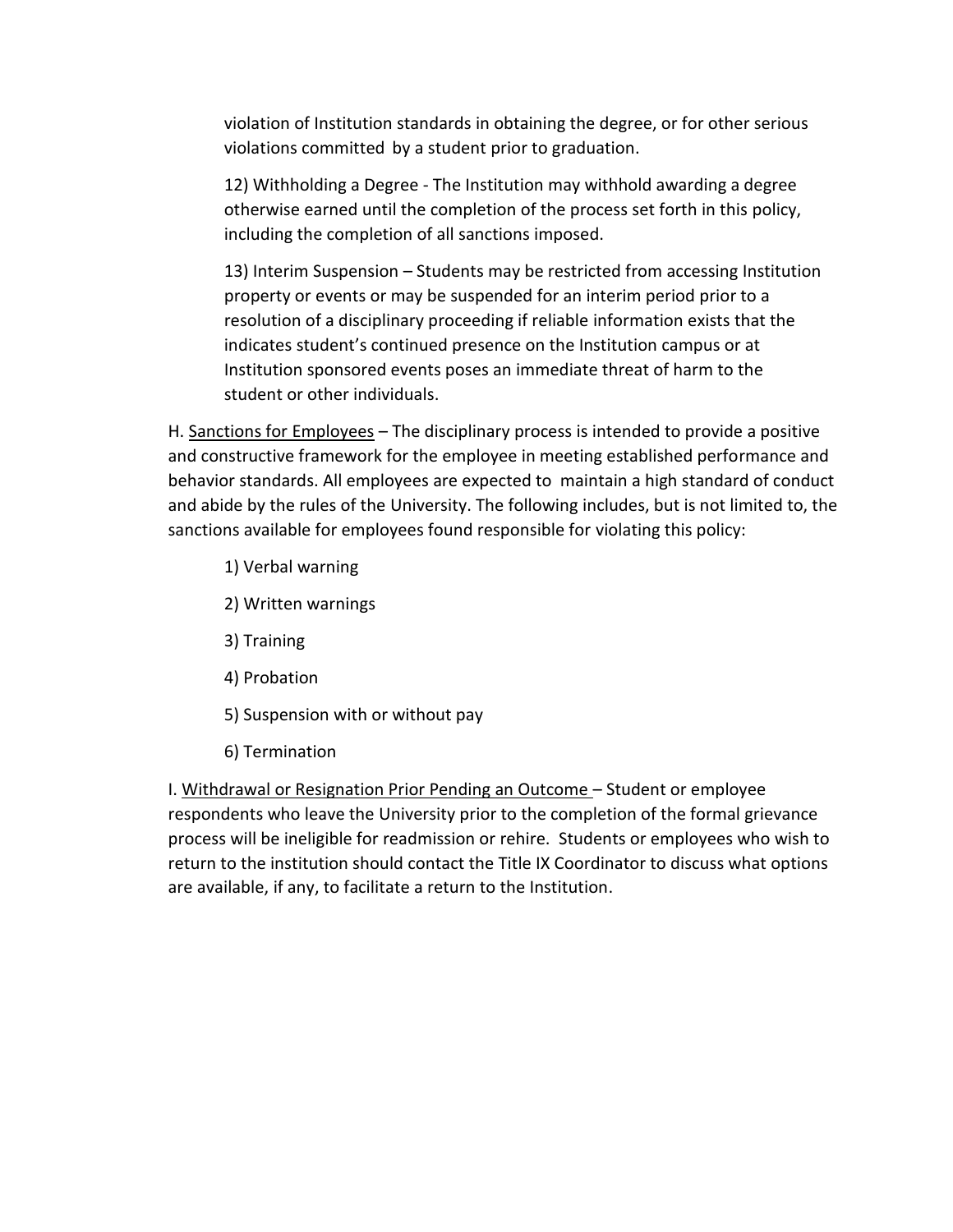violation of Institution standards in obtaining the degree, or for other serious violations committed by a student prior to graduation.

12) Withholding a Degree - The Institution may withhold awarding a degree otherwise earned until the completion of the process set forth in this policy, including the completion of all sanctions imposed.

13) Interim Suspension – Students may be restricted from accessing Institution property or events or may be suspended for an interim period prior to a resolution of a disciplinary proceeding if reliable information exists that the indicates student's continued presence on the Institution campus or at Institution sponsored events poses an immediate threat of harm to the student or other individuals.

H. <u>Sanctions for Employees</u> – The disciplinary process is intended to provide a positive and constructive framework for the employee in meeting established performance and behavior standards. All employees are expected to maintain a high standard of conduct and abide by the rules of the University. The following includes, but is not limited to, the sanctions available for employees found responsible for violating this policy:

1) Verbal warning

2) Written warnings

3) Training

4) Probation

5) Suspension with or without pay

6) Termination

I. <u>Withdrawal or Resignation Prior Pending an Outcome</u> – Student or employee respondents who leave the University prior to the completion of the formal grievance process will be ineligible for readmission or rehire. Students or employees who wish to return to the institution should contact the Title IX Coordinator to discuss what options are available, if any, to facilitate a return to the Institution.